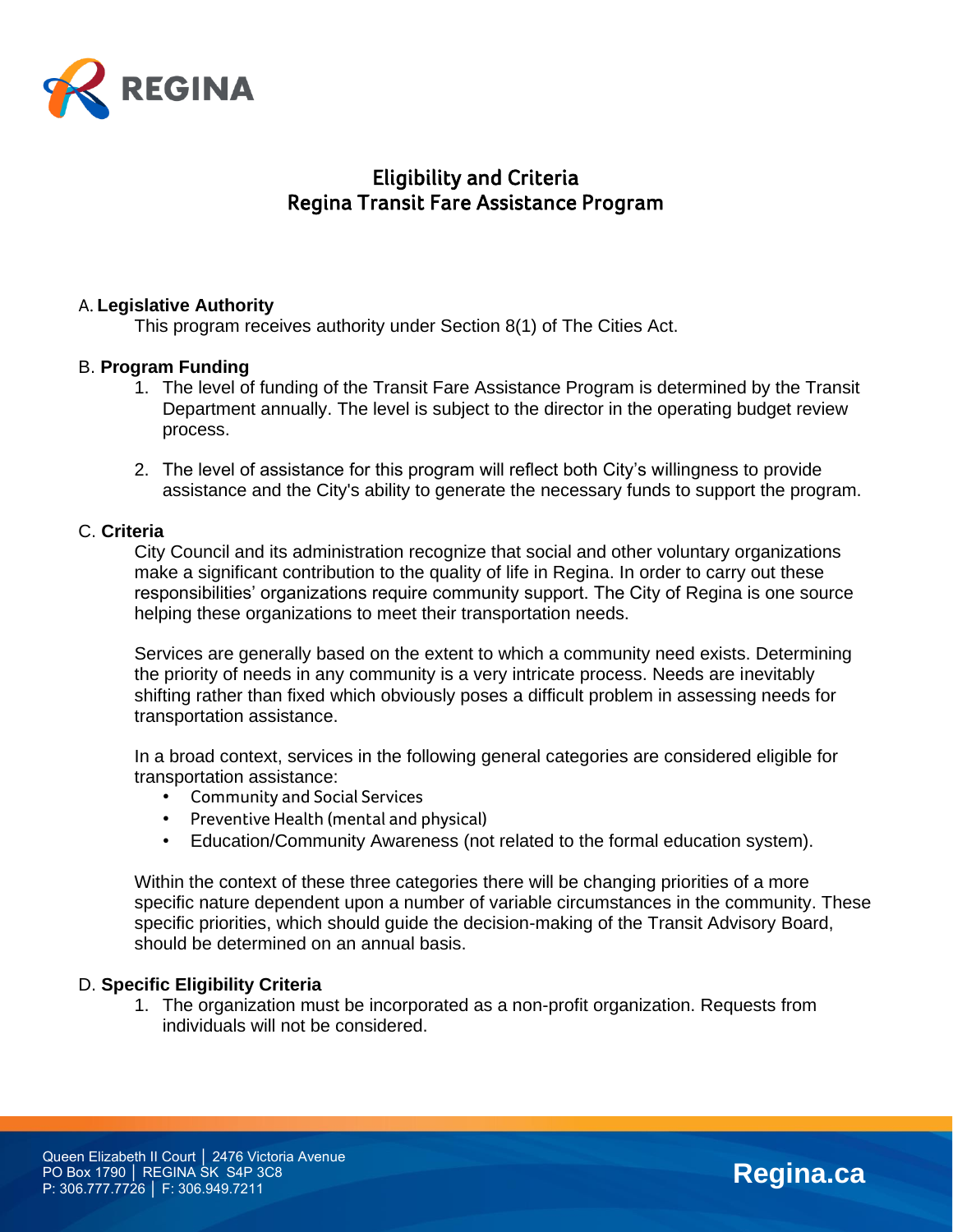# Eligibility and Criteria
# Regina Transit Fare Assistance Program

## A. Legislative Authority

This program receives authority under Section 8(1) of The Cities Act.

## B. Program Funding

1. The level of funding of the Transit Fare Assistance Program is determined by the Transit Department annually. The level is subject to the director in the operating budget review process.

2. The level of assistance for this program will reflect both City's willingness to provide assistance and the City's ability to generate the necessary funds to support the program.

## C. Criteria

City Council and its administration recognize that social and other voluntary organizations make a significant contribution to the quality of life in Regina. In order to carry out these responsibilities' organizations require community support. The City of Regina is one source helping these organizations to meet their transportation needs.

Services are generally based on the extent to which a community need exists. Determining the priority of needs in any community is a very intricate process. Needs are inevitably shifting rather than fixed which obviously poses a difficult problem in assessing needs for transportation assistance.

In a broad context, services in the following general categories are considered eligible for transportation assistance:

- Community and Social Services
- Preventive Health (mental and physical)
- Education/Community Awareness (not related to the formal education system).

Within the context of these three categories there will be changing priorities of a more specific nature dependent upon a number of variable circumstances in the community. These specific priorities, which should guide the decision-making of the Transit Advisory Board, should be determined on an annual basis.

## D. Specific Eligibility Criteria

1. The organization must be incorporated as a non-profit organization. Requests from individuals will not be considered.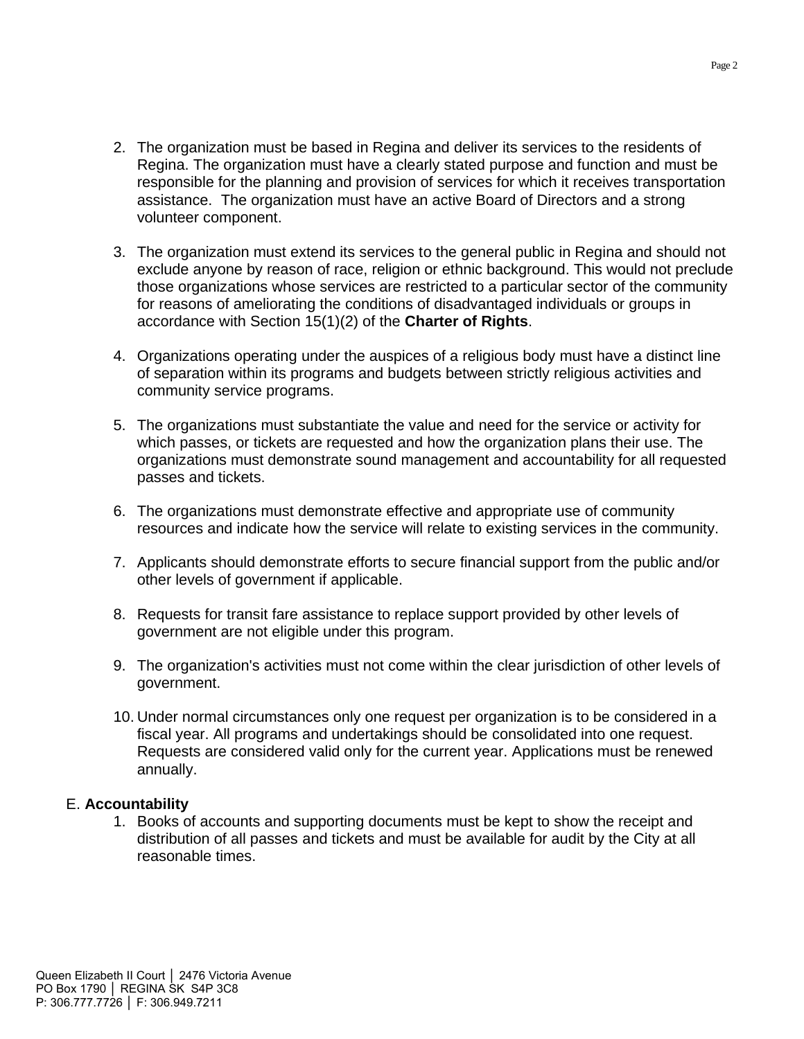2. The organization must be based in Regina and deliver its services to the residents of Regina. The organization must have a clearly stated purpose and function and must be responsible for the planning and provision of services for which it receives transportation assistance. The organization must have an active Board of Directors and a strong volunteer component.

3. The organization must extend its services to the general public in Regina and should not exclude anyone by reason of race, religion or ethnic background. This would not preclude those organizations whose services are restricted to a particular sector of the community for reasons of ameliorating the conditions of disadvantaged individuals or groups in accordance with Section 15(1)(2) of the **Charter of Rights**.

4. Organizations operating under the auspices of a religious body must have a distinct line of separation within its programs and budgets between strictly religious activities and community service programs.

5. The organizations must substantiate the value and need for the service or activity for which passes, or tickets are requested and how the organization plans their use. The organizations must demonstrate sound management and accountability for all requested passes and tickets.

6. The organizations must demonstrate effective and appropriate use of community resources and indicate how the service will relate to existing services in the community.

7. Applicants should demonstrate efforts to secure financial support from the public and/or other levels of government if applicable.

8. Requests for transit fare assistance to replace support provided by other levels of government are not eligible under this program.

9. The organization's activities must not come within the clear jurisdiction of other levels of government.

10. Under normal circumstances only one request per organization is to be considered in a fiscal year. All programs and undertakings should be consolidated into one request. Requests are considered valid only for the current year. Applications must be renewed annually.

E. **Accountability**

1. Books of accounts and supporting documents must be kept to show the receipt and distribution of all passes and tickets and must be available for audit by the City at all reasonable times.

Queen Elizabeth II Court │ 2476 Victoria Avenue
PO Box 1790 │ REGINA SK S4P 3C8
P: 306.777.7726 │ F: 306.949.7211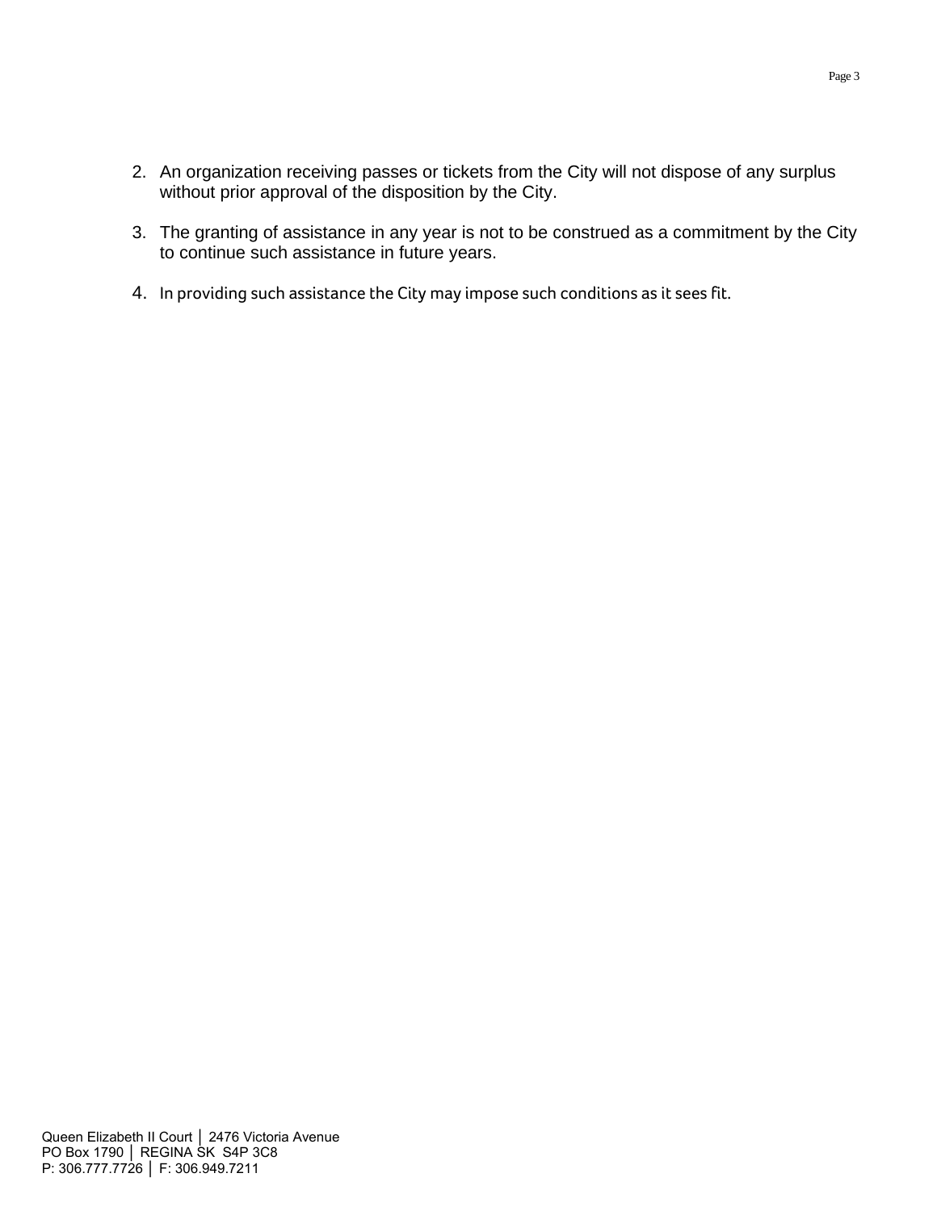2. An organization receiving passes or tickets from the City will not dispose of any surplus without prior approval of the disposition by the City.

3. The granting of assistance in any year is not to be construed as a commitment by the City to continue such assistance in future years.

4. In providing such assistance the City may impose such conditions as it sees fit.

Queen Elizabeth II Court │ 2476 Victoria Avenue
PO Box 1790 │ REGINA SK S4P 3C8
P: 306.777.7726 │ F: 306.949.7211